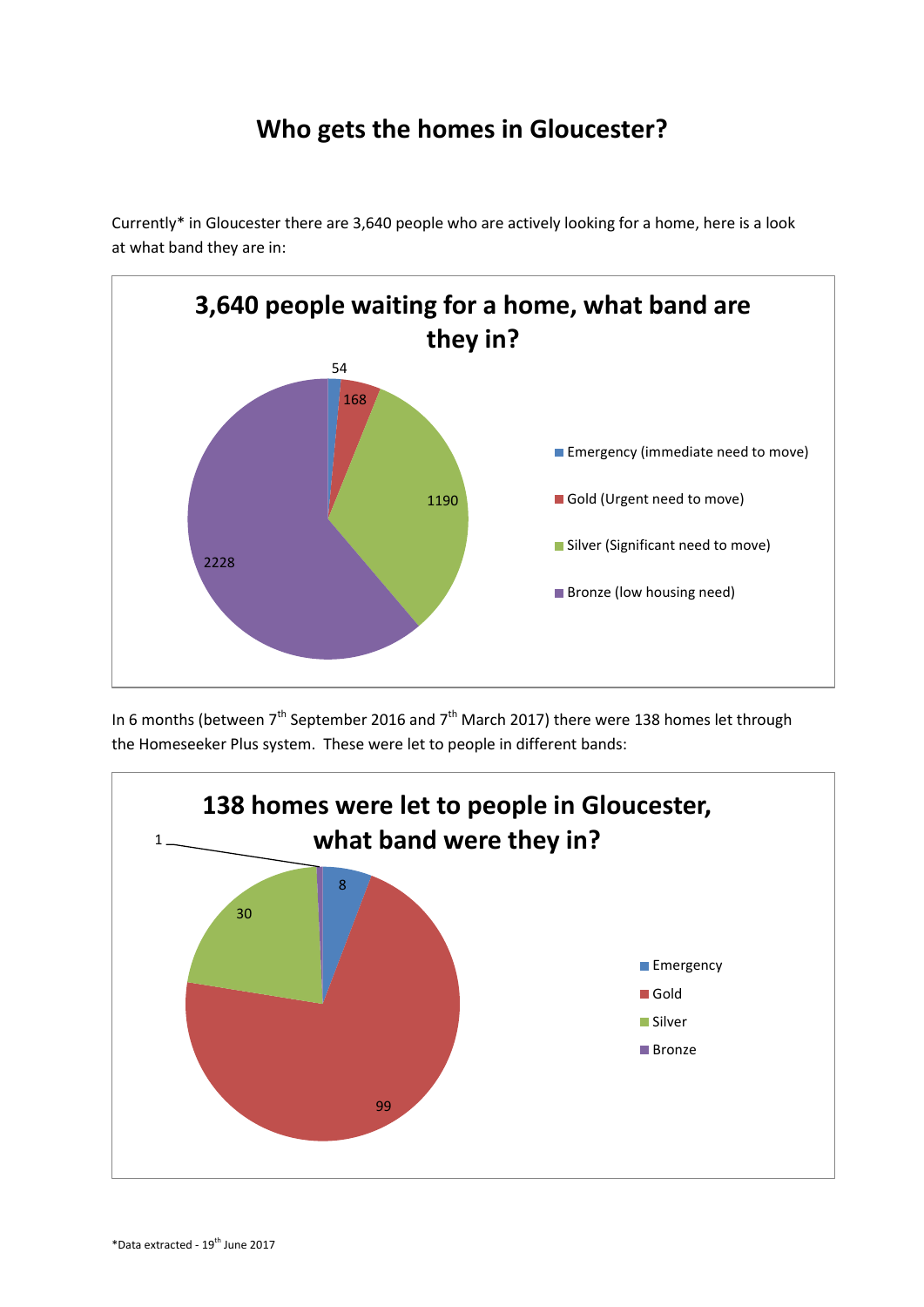# Who gets the homes in Gloucester?

Currently* in Gloucester there are 3,640 people who are actively looking for a home, here is a look at what band they are in:

**3,640 people waiting for a home, what band are they in?**

| Band | Number |
|---|---|
| Emergency (immediate need to move) | 54 |
| Gold (Urgent need to move) | 168 |
| Silver (Significant need to move) | 1190 |
| Bronze (low housing need) | 2228 |

In 6 months (between 7th September 2016 and 7th March 2017) there were 138 homes let through the Homeseeker Plus system. These were let to people in different bands:

**138 homes were let to people in Gloucester, what band were they in?**

| Band | Number |
|---|---|
| Emergency | 8 |
| Gold | 99 |
| Silver | 30 |
| Bronze | 1 |

*Data extracted - 19th June 2017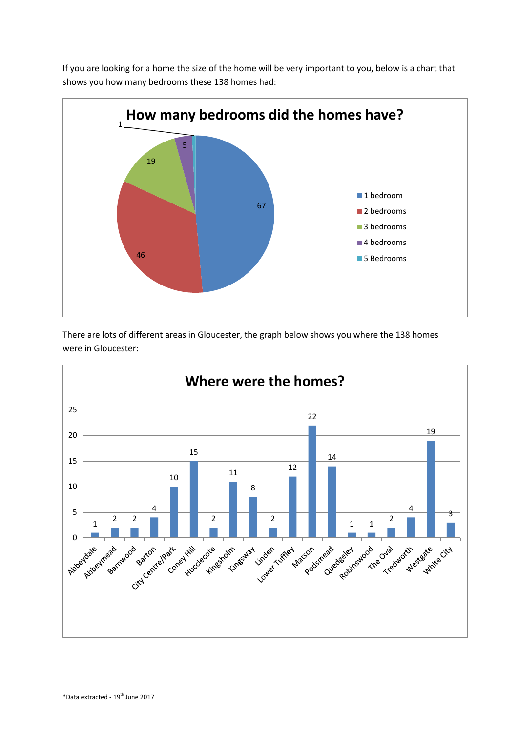If you are looking for a home the size of the home will be very important to you, below is a chart that shows you how many bedrooms these 138 homes had:

**How many bedrooms did the homes have?**

67

46

19

5

1

1 bedroom
2 bedrooms
3 bedrooms
4 bedrooms
5 Bedrooms

There are lots of different areas in Gloucester, the graph below shows you where the 138 homes were in Gloucester:

**Where were the homes?**

0
5
10
15
20
25

Abbeydale 1
Abbeymead 2
Barnwood 2
Barton 4
City Centre/Park 10
Coney Hill 15
Hucclecote 2
Kingsholm 11
Kingsway 8
Linden 2
Lower Tuffley 12
Matson 22
Podsmead 14
Quedgeley 1
Robinswood 1
The Oval 2
Tredworth 4
Westgate 19
White City 3

*Data extracted - 19th June 2017